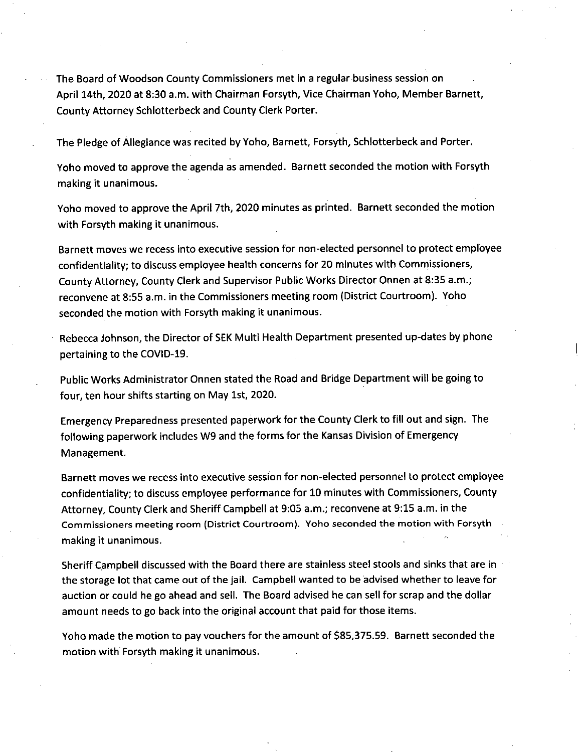The Board of Woodson County Commissioners met in a regular business session on April 14th, 2020 at 8:30 a.m. with Chairman Forsyth, Vice Chairman Yoho, Member Barnett, County Attorney Schlotterbeck and County Clerk Porter.

The Pledge of Allegiance was recited by Yoho, Barnett, Forsyth, Schlotterbeck and Porter.

Yoho moved to approve the agenda as amended. Barnett seconded the motion with Forsyth making it unanimous.

Yoho moved to approve the April 7th, 2020 minutes as printed. Barnett seconded the motion with Forsyth making it unanimous.

Barnett moves we recess into executive session for non-elected personnel to protect employee confidentiality; to discuss employee health concerns for 20 minutes with Commissioners, County Attorney, County Clerk and Supervisor Public Works Director Onnen at 8:35 a.m.; reconvene at 8:55 a.m. in the Commissioners meeting room (District Courtroom). Yoho seconded the motion with Forsyth making it unanimous.

Rebecca Johnson, the Director of SEK Multi Health Department presented up-dates by phone pertaining to the COVID-19.

Public Works Administrator Onnen stated the Road and Bridge Department will be going to four, ten hour shifts starting on May 1st, 2020.

Emergency Preparedness presented paperwork for the County Clerk to fill out and sign. The following paperwork includes W9 and the forms for the Kansas Division of Emergency Management.

Barnett moves we recess into executive session for non-elected personnel to protect employee confidentiality; to discuss employee performance for 10 minutes with Commissioners, County Attorney, County Clerk and Sheriff Campbell at 9:05 a.m.; reconvene at 9:15 a.m. in the Commissioners meeting room (District Courtroom). Yoho seconded the motion with Forsyth making it unanimous.

Sheriff Campbell discussed with the Board there are stainless steel stools and sinks that are in the storage lot that came out of the jail. Campbell wanted to be advised whether to leave for auction or could he go ahead and sell. The Board advised he can sell for scrap and the dollar amount needs to go back into the original account that paid for those items.

Yoho made the motion to pay vouchers for the amount of $85,375.59. Barnett seconded the motion with Forsyth making it unanimous.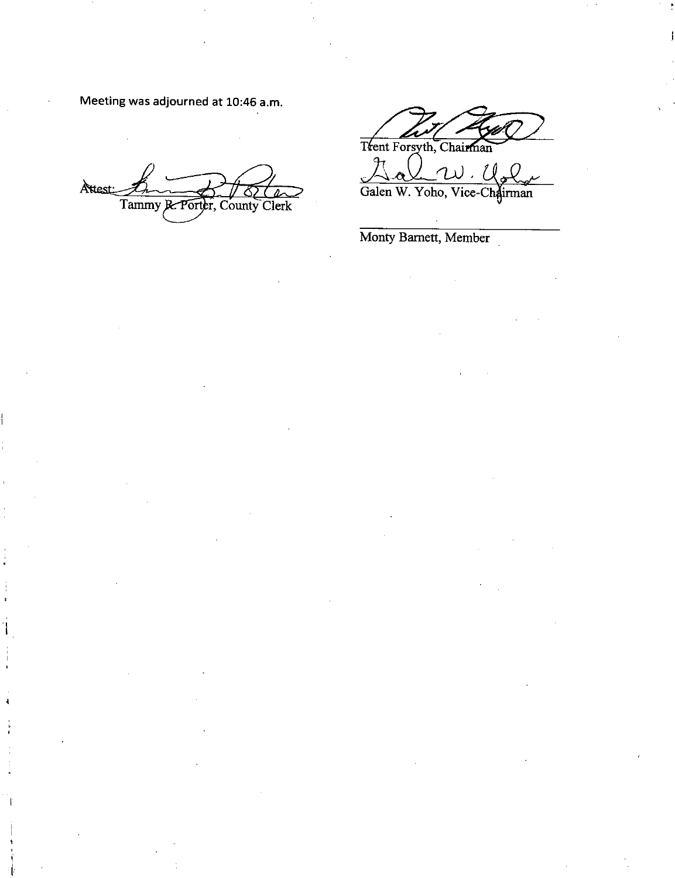Meeting was adjourned at 10:46 a.m.

Attest: ______________________
Tammy R. Porter, County Clerk

______________________
Trent Forsyth, Chairman

______________________
Galen W. Yoho, Vice-Chairman

______________________
Monty Barnett, Member